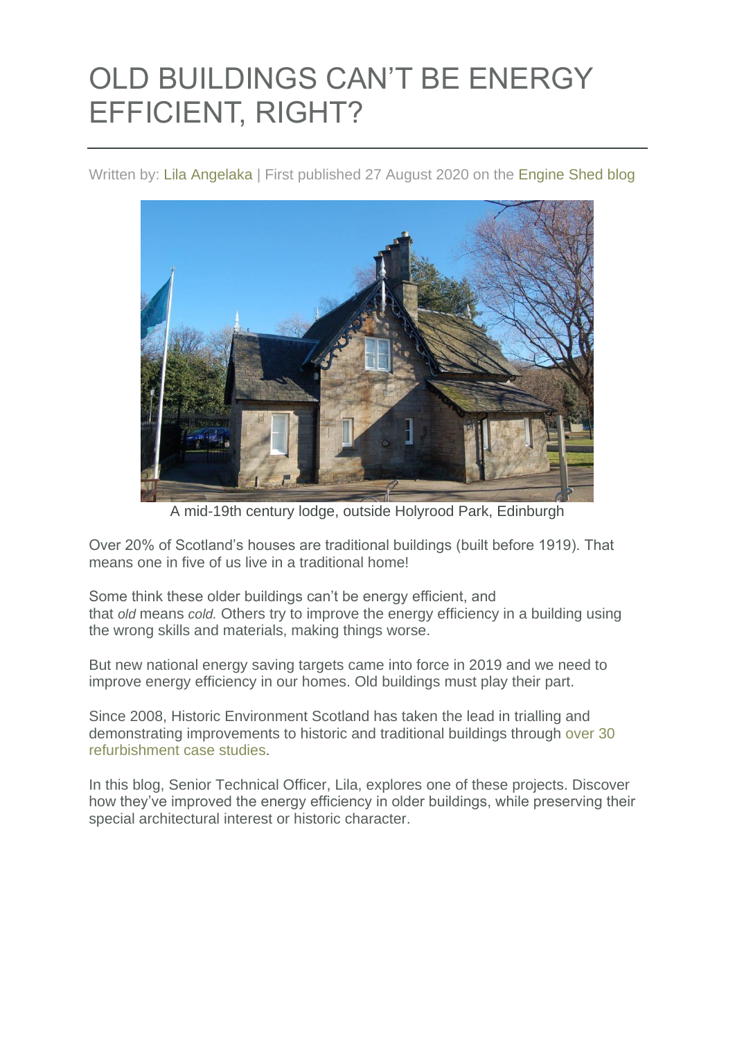# OLD BUILDINGS CAN'T BE ENERGY EFFICIENT, RIGHT?

Written by: Lila Angelaka | First published 27 August 2020 on the Engine Shed blog

A mid-19th century lodge, outside Holyrood Park, Edinburgh

Over 20% of Scotland's houses are traditional buildings (built before 1919). That means one in five of us live in a traditional home!

Some think these older buildings can't be energy efficient, and that *old* means *cold.* Others try to improve the energy efficiency in a building using the wrong skills and materials, making things worse.

But new national energy saving targets came into force in 2019 and we need to improve energy efficiency in our homes. Old buildings must play their part.

Since 2008, Historic Environment Scotland has taken the lead in trialling and demonstrating improvements to historic and traditional buildings through over 30 refurbishment case studies.

In this blog, Senior Technical Officer, Lila, explores one of these projects. Discover how they've improved the energy efficiency in older buildings, while preserving their special architectural interest or historic character.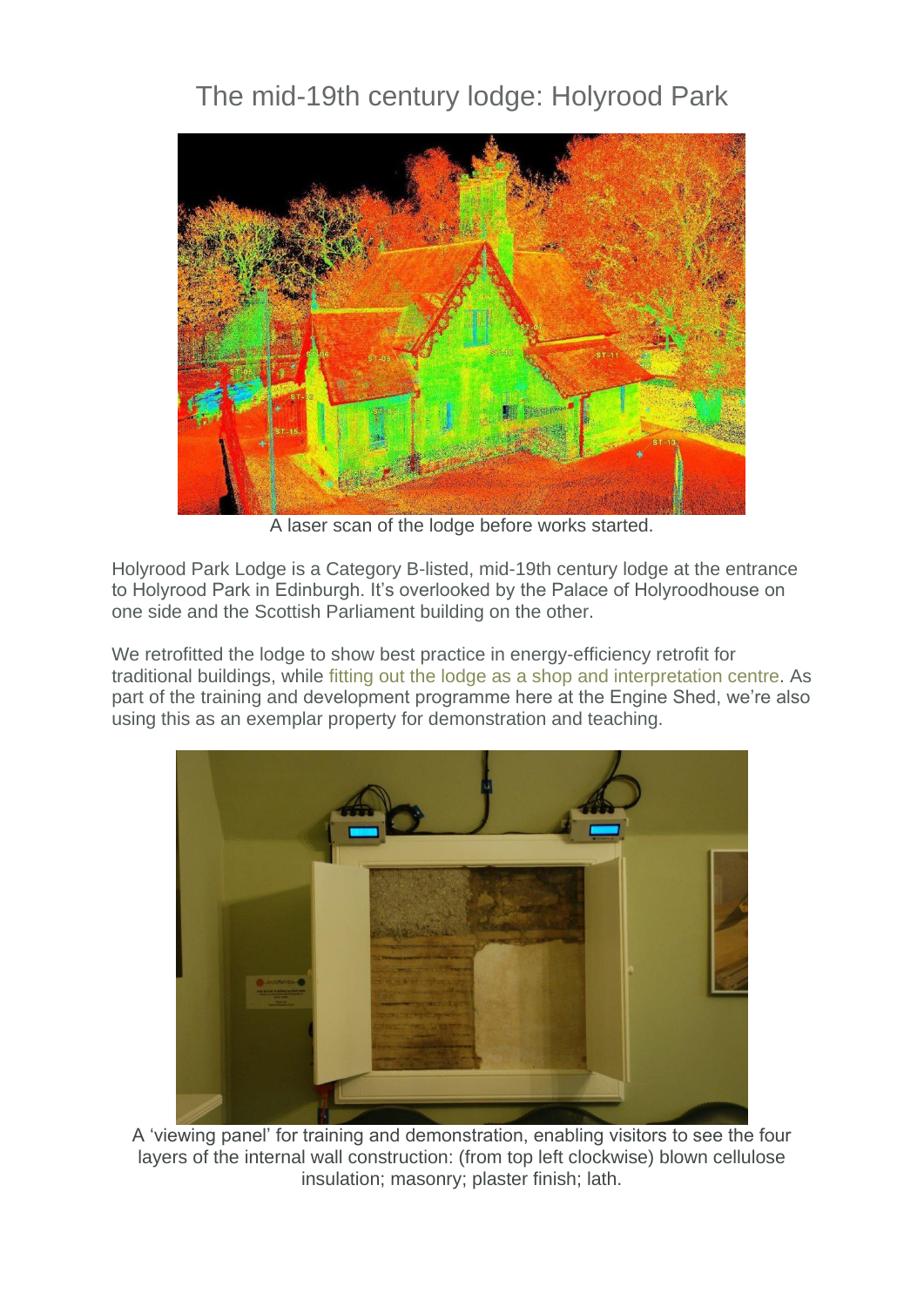# The mid-19th century lodge: Holyrood Park

A laser scan of the lodge before works started.

Holyrood Park Lodge is a Category B-listed, mid-19th century lodge at the entrance to Holyrood Park in Edinburgh. It's overlooked by the Palace of Holyroodhouse on one side and the Scottish Parliament building on the other.

We retrofitted the lodge to show best practice in energy-efficiency retrofit for traditional buildings, while fitting out the lodge as a shop and interpretation centre. As part of the training and development programme here at the Engine Shed, we're also using this as an exemplar property for demonstration and teaching.

A 'viewing panel' for training and demonstration, enabling visitors to see the four layers of the internal wall construction: (from top left clockwise) blown cellulose insulation; masonry; plaster finish; lath.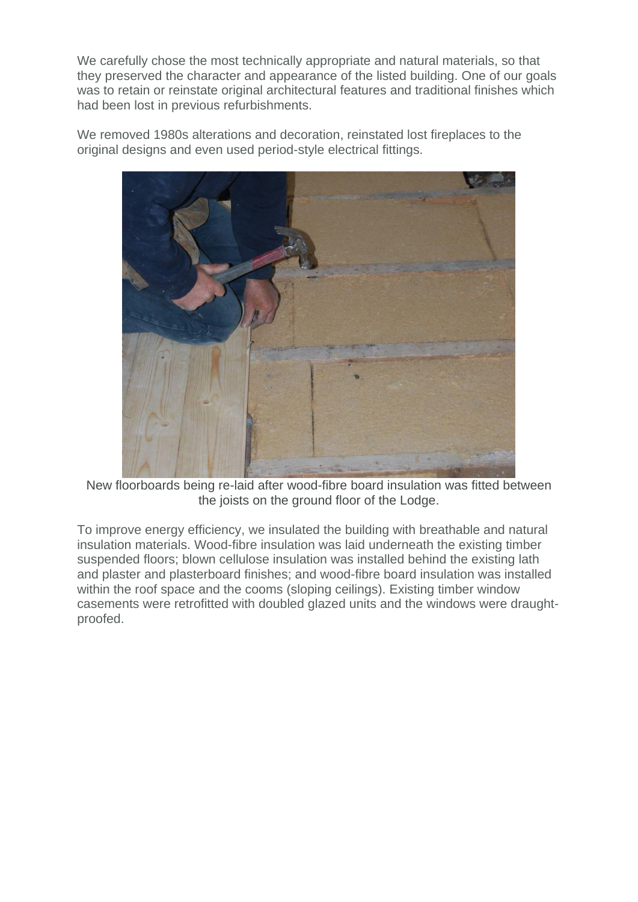We carefully chose the most technically appropriate and natural materials, so that they preserved the character and appearance of the listed building. One of our goals was to retain or reinstate original architectural features and traditional finishes which had been lost in previous refurbishments.

We removed 1980s alterations and decoration, reinstated lost fireplaces to the original designs and even used period-style electrical fittings.

New floorboards being re-laid after wood-fibre board insulation was fitted between the joists on the ground floor of the Lodge.

To improve energy efficiency, we insulated the building with breathable and natural insulation materials. Wood-fibre insulation was laid underneath the existing timber suspended floors; blown cellulose insulation was installed behind the existing lath and plaster and plasterboard finishes; and wood-fibre board insulation was installed within the roof space and the cooms (sloping ceilings). Existing timber window casements were retrofitted with doubled glazed units and the windows were draught-proofed.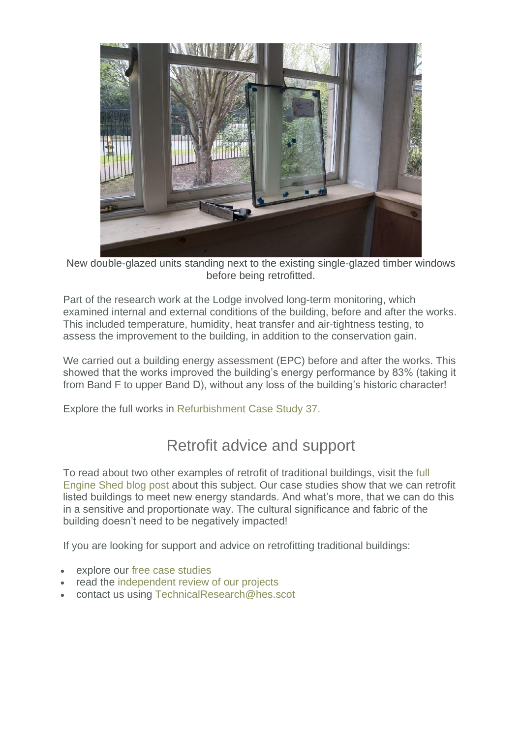New double-glazed units standing next to the existing single-glazed timber windows before being retrofitted.

Part of the research work at the Lodge involved long-term monitoring, which examined internal and external conditions of the building, before and after the works. This included temperature, humidity, heat transfer and air-tightness testing, to assess the improvement to the building, in addition to the conservation gain.

We carried out a building energy assessment (EPC) before and after the works. This showed that the works improved the building's energy performance by 83% (taking it from Band F to upper Band D), without any loss of the building's historic character!

Explore the full works in Refurbishment Case Study 37.

## Retrofit advice and support

To read about two other examples of retrofit of traditional buildings, visit the full Engine Shed blog post about this subject. Our case studies show that we can retrofit listed buildings to meet new energy standards. And what's more, that we can do this in a sensitive and proportionate way. The cultural significance and fabric of the building doesn't need to be negatively impacted!

If you are looking for support and advice on retrofitting traditional buildings:

- explore our free case studies
- read the independent review of our projects
- contact us using TechnicalResearch@hes.scot